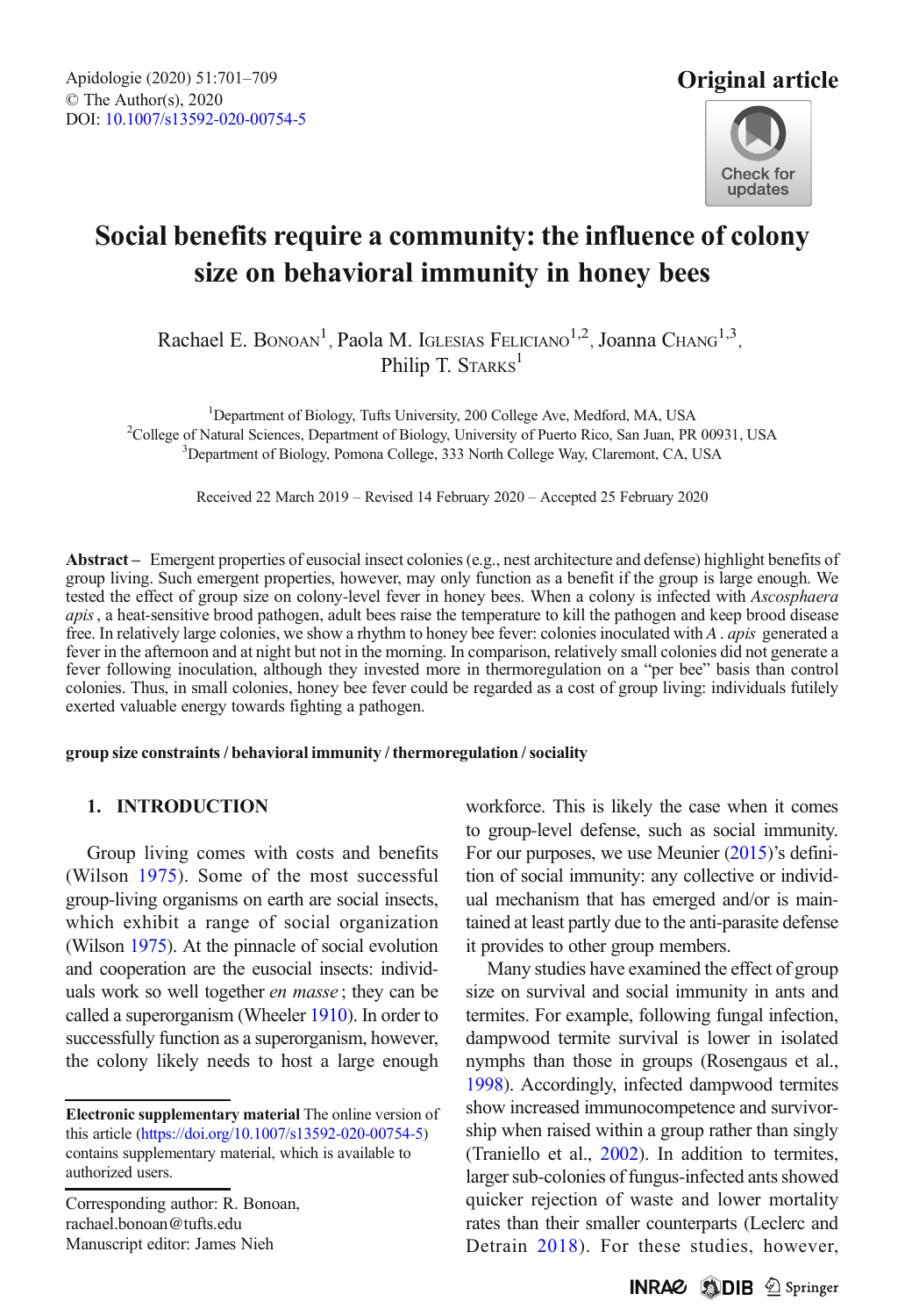Apidologie (2020) 51:701–709
© The Author(s), 2020
DOI: 10.1007/s13592-020-00754-5

**Original article**

# Social benefits require a community: the influence of colony size on behavioral immunity in honey bees

Rachael E. Bonoan[1], Paola M. Iglesias Feliciano[1,2], Joanna Chang[1,3], Philip T. Starks[1]

[1]Department of Biology, Tufts University, 200 College Ave, Medford, MA, USA
[2]College of Natural Sciences, Department of Biology, University of Puerto Rico, San Juan, PR 00931, USA
[3]Department of Biology, Pomona College, 333 North College Way, Claremont, CA, USA

Received 22 March 2019 – Revised 14 February 2020 – Accepted 25 February 2020

**Abstract** – Emergent properties of eusocial insect colonies (e.g., nest architecture and defense) highlight benefits of group living. Such emergent properties, however, may only function as a benefit if the group is large enough. We tested the effect of group size on colony-level fever in honey bees. When a colony is infected with *Ascosphaera apis*, a heat-sensitive brood pathogen, adult bees raise the temperature to kill the pathogen and keep brood disease free. In relatively large colonies, we show a rhythm to honey bee fever: colonies inoculated with *A. apis* generated a fever in the afternoon and at night but not in the morning. In comparison, relatively small colonies did not generate a fever following inoculation, although they invested more in thermoregulation on a "per bee" basis than control colonies. Thus, in small colonies, honey bee fever could be regarded as a cost of group living: individuals futilely exerted valuable energy towards fighting a pathogen.

**group size constraints / behavioral immunity / thermoregulation / sociality**

## 1. INTRODUCTION

Group living comes with costs and benefits (Wilson 1975). Some of the most successful group-living organisms on earth are social insects, which exhibit a range of social organization (Wilson 1975). At the pinnacle of social evolution and cooperation are the eusocial insects: individuals work so well together *en masse*; they can be called a superorganism (Wheeler 1910). In order to successfully function as a superorganism, however, the colony likely needs to host a large enough workforce. This is likely the case when it comes to group-level defense, such as social immunity. For our purposes, we use Meunier (2015)'s definition of social immunity: any collective or individual mechanism that has emerged and/or is maintained at least partly due to the anti-parasite defense it provides to other group members.

Many studies have examined the effect of group size on survival and social immunity in ants and termites. For example, following fungal infection, dampwood termite survival is lower in isolated nymphs than those in groups (Rosengaus et al., 1998). Accordingly, infected dampwood termites show increased immunocompetence and survivorship when raised within a group rather than singly (Traniello et al., 2002). In addition to termites, larger sub-colonies of fungus-infected ants showed quicker rejection of waste and lower mortality rates than their smaller counterparts (Leclerc and Detrain 2018). For these studies, however,

**Electronic supplementary material** The online version of this article (https://doi.org/10.1007/s13592-020-00754-5) contains supplementary material, which is available to authorized users.

Corresponding author: R. Bonoan, rachael.bonoan@tufts.edu
Manuscript editor: James Nieh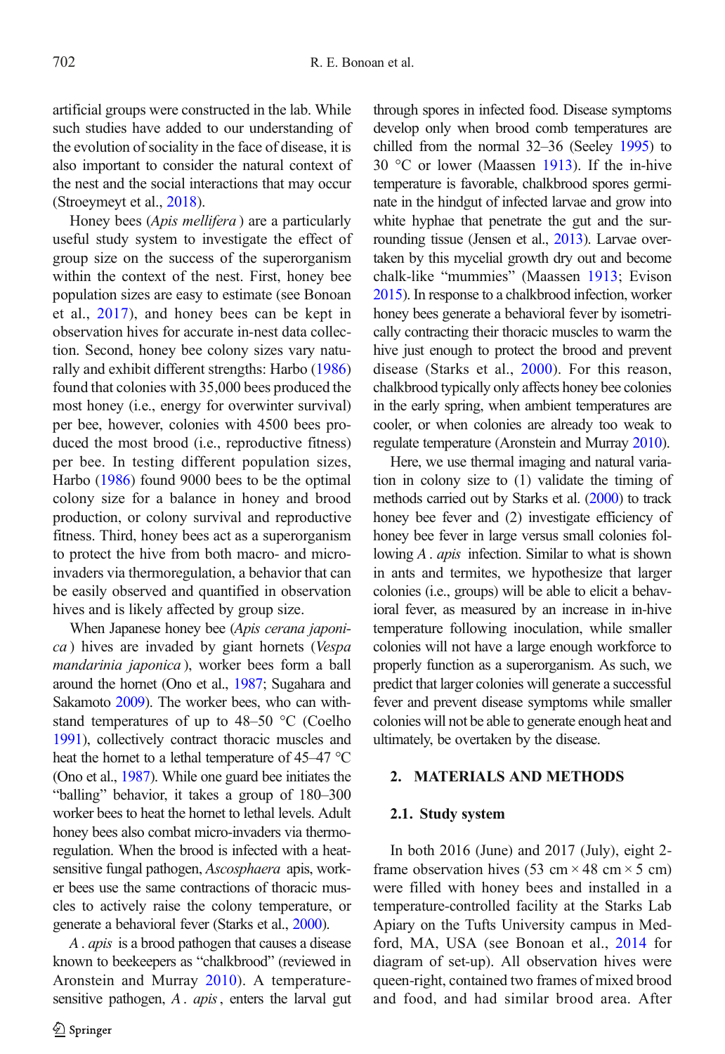artificial groups were constructed in the lab. While such studies have added to our understanding of the evolution of sociality in the face of disease, it is also important to consider the natural context of the nest and the social interactions that may occur (Stroeymeyt et al., 2018).

Honey bees (*Apis mellifera*) are a particularly useful study system to investigate the effect of group size on the success of the superorganism within the context of the nest. First, honey bee population sizes are easy to estimate (see Bonoan et al., 2017), and honey bees can be kept in observation hives for accurate in-nest data collection. Second, honey bee colony sizes vary naturally and exhibit different strengths: Harbo (1986) found that colonies with 35,000 bees produced the most honey (i.e., energy for overwinter survival) per bee, however, colonies with 4500 bees produced the most brood (i.e., reproductive fitness) per bee. In testing different population sizes, Harbo (1986) found 9000 bees to be the optimal colony size for a balance in honey and brood production, or colony survival and reproductive fitness. Third, honey bees act as a superorganism to protect the hive from both macro- and micro-invaders via thermoregulation, a behavior that can be easily observed and quantified in observation hives and is likely affected by group size.

When Japanese honey bee (*Apis cerana japonica*) hives are invaded by giant hornets (*Vespa mandarinia japonica*), worker bees form a ball around the hornet (Ono et al., 1987; Sugahara and Sakamoto 2009). The worker bees, who can withstand temperatures of up to 48–50 °C (Coelho 1991), collectively contract thoracic muscles and heat the hornet to a lethal temperature of 45–47 °C (Ono et al., 1987). While one guard bee initiates the "balling" behavior, it takes a group of 180–300 worker bees to heat the hornet to lethal levels. Adult honey bees also combat micro-invaders via thermoregulation. When the brood is infected with a heat-sensitive fungal pathogen, *Ascosphaera* apis, worker bees use the same contractions of thoracic muscles to actively raise the colony temperature, or generate a behavioral fever (Starks et al., 2000).

*A. apis* is a brood pathogen that causes a disease known to beekeepers as "chalkbrood" (reviewed in Aronstein and Murray 2010). A temperature-sensitive pathogen, *A. apis*, enters the larval gut through spores in infected food. Disease symptoms develop only when brood comb temperatures are chilled from the normal 32–36 (Seeley 1995) to 30 °C or lower (Maassen 1913). If the in-hive temperature is favorable, chalkbrood spores germinate in the hindgut of infected larvae and grow into white hyphae that penetrate the gut and the surrounding tissue (Jensen et al., 2013). Larvae overtaken by this mycelial growth dry out and become chalk-like "mummies" (Maassen 1913; Evison 2015). In response to a chalkbrood infection, worker honey bees generate a behavioral fever by isometrically contracting their thoracic muscles to warm the hive just enough to protect the brood and prevent disease (Starks et al., 2000). For this reason, chalkbrood typically only affects honey bee colonies in the early spring, when ambient temperatures are cooler, or when colonies are already too weak to regulate temperature (Aronstein and Murray 2010).

Here, we use thermal imaging and natural variation in colony size to (1) validate the timing of methods carried out by Starks et al. (2000) to track honey bee fever and (2) investigate efficiency of honey bee fever in large versus small colonies following *A. apis* infection. Similar to what is shown in ants and termites, we hypothesize that larger colonies (i.e., groups) will be able to elicit a behavioral fever, as measured by an increase in in-hive temperature following inoculation, while smaller colonies will not have a large enough workforce to properly function as a superorganism. As such, we predict that larger colonies will generate a successful fever and prevent disease symptoms while smaller colonies will not be able to generate enough heat and ultimately, be overtaken by the disease.

## 2. MATERIALS AND METHODS

### 2.1. Study system

In both 2016 (June) and 2017 (July), eight 2-frame observation hives (53 cm × 48 cm × 5 cm) were filled with honey bees and installed in a temperature-controlled facility at the Starks Lab Apiary on the Tufts University campus in Medford, MA, USA (see Bonoan et al., 2014 for diagram of set-up). All observation hives were queen-right, contained two frames of mixed brood and food, and had similar brood area. After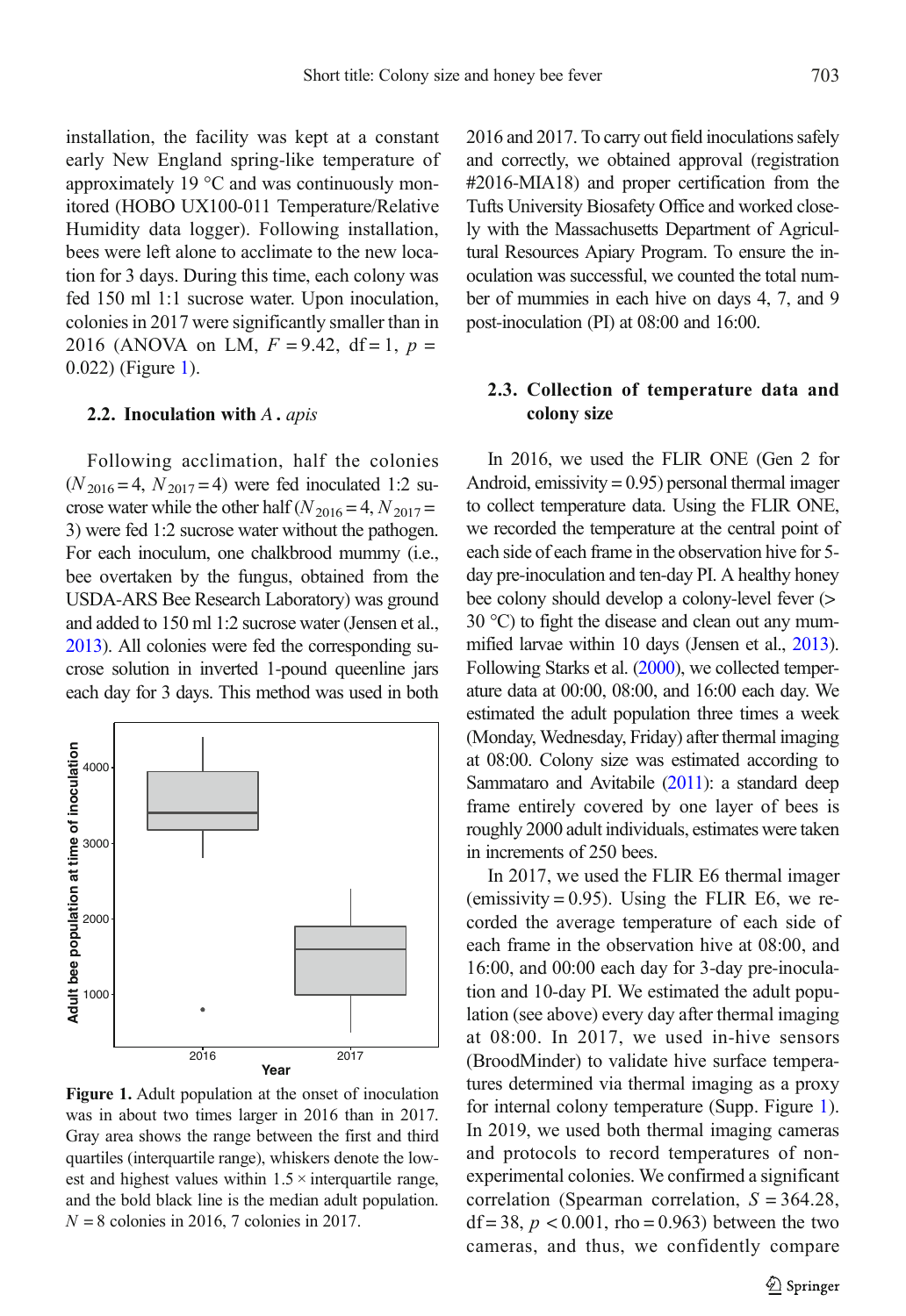installation, the facility was kept at a constant early New England spring-like temperature of approximately 19 °C and was continuously monitored (HOBO UX100-011 Temperature/Relative Humidity data logger). Following installation, bees were left alone to acclimate to the new location for 3 days. During this time, each colony was fed 150 ml 1:1 sucrose water. Upon inoculation, colonies in 2017 were significantly smaller than in 2016 (ANOVA on LM, $F = 9.42$, df = 1, $p = 0.022$) (Figure 1).

### 2.2. Inoculation with *A. apis*

Following acclimation, half the colonies ($N_{2016} = 4$, $N_{2017} = 4$) were fed inoculated 1:2 sucrose water while the other half ($N_{2016} = 4$, $N_{2017} = 3$) were fed 1:2 sucrose water without the pathogen. For each inoculum, one chalkbrood mummy (i.e., bee overtaken by the fungus, obtained from the USDA-ARS Bee Research Laboratory) was ground and added to 150 ml 1:2 sucrose water (Jensen et al., 2013). All colonies were fed the corresponding sucrose solution in inverted 1-pound queenline jars each day for 3 days. This method was used in both 2016 and 2017. To carry out field inoculations safely and correctly, we obtained approval (registration #2016-MIA18) and proper certification from the Tufts University Biosafety Office and worked closely with the Massachusetts Department of Agricultural Resources Apiary Program. To ensure the inoculation was successful, we counted the total number of mummies in each hive on days 4, 7, and 9 post-inoculation (PI) at 08:00 and 16:00.

**Figure 1.** Adult population at the onset of inoculation was in about two times larger in 2016 than in 2017. Gray area shows the range between the first and third quartiles (interquartile range), whiskers denote the lowest and highest values within 1.5 × interquartile range, and the bold black line is the median adult population. $N = 8$ colonies in 2016, 7 colonies in 2017.

### 2.3. Collection of temperature data and colony size

In 2016, we used the FLIR ONE (Gen 2 for Android, emissivity = 0.95) personal thermal imager to collect temperature data. Using the FLIR ONE, we recorded the temperature at the central point of each side of each frame in the observation hive for 5-day pre-inoculation and ten-day PI. A healthy honey bee colony should develop a colony-level fever (> 30 °C) to fight the disease and clean out any mummified larvae within 10 days (Jensen et al., 2013). Following Starks et al. (2000), we collected temperature data at 00:00, 08:00, and 16:00 each day. We estimated the adult population three times a week (Monday, Wednesday, Friday) after thermal imaging at 08:00. Colony size was estimated according to Sammataro and Avitabile (2011): a standard deep frame entirely covered by one layer of bees is roughly 2000 adult individuals, estimates were taken in increments of 250 bees.

In 2017, we used the FLIR E6 thermal imager (emissivity = 0.95). Using the FLIR E6, we recorded the average temperature of each side of each frame in the observation hive at 08:00, and 16:00, and 00:00 each day for 3-day pre-inoculation and 10-day PI. We estimated the adult population (see above) every day after thermal imaging at 08:00. In 2017, we used in-hive sensors (BroodMinder) to validate hive surface temperatures determined via thermal imaging as a proxy for internal colony temperature (Supp. Figure 1). In 2019, we used both thermal imaging cameras and protocols to record temperatures of non-experimental colonies. We confirmed a significant correlation (Spearman correlation, $S = 364.28$, df = 38, $p < 0.001$, rho = 0.963) between the two cameras, and thus, we confidently compare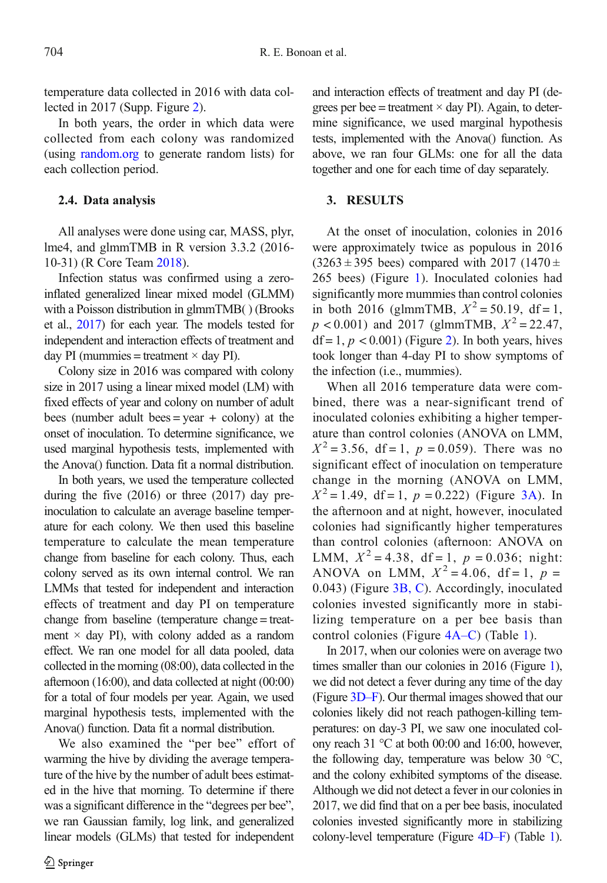temperature data collected in 2016 with data collected in 2017 (Supp. Figure 2).

In both years, the order in which data were collected from each colony was randomized (using random.org to generate random lists) for each collection period.

### 2.4. Data analysis

All analyses were done using car, MASS, plyr, lme4, and glmmTMB in R version 3.3.2 (2016-10-31) (R Core Team 2018).

Infection status was confirmed using a zero-inflated generalized linear mixed model (GLMM) with a Poisson distribution in glmmTMB( ) (Brooks et al., 2017) for each year. The models tested for independent and interaction effects of treatment and day PI (mummies = treatment × day PI).

Colony size in 2016 was compared with colony size in 2017 using a linear mixed model (LM) with fixed effects of year and colony on number of adult bees (number adult bees = year + colony) at the onset of inoculation. To determine significance, we used marginal hypothesis tests, implemented with the Anova() function. Data fit a normal distribution.

In both years, we used the temperature collected during the five (2016) or three (2017) day pre-inoculation to calculate an average baseline temperature for each colony. We then used this baseline temperature to calculate the mean temperature change from baseline for each colony. Thus, each colony served as its own internal control. We ran LMMs that tested for independent and interaction effects of treatment and day PI on temperature change from baseline (temperature change = treatment × day PI), with colony added as a random effect. We ran one model for all data pooled, data collected in the morning (08:00), data collected in the afternoon (16:00), and data collected at night (00:00) for a total of four models per year. Again, we used marginal hypothesis tests, implemented with the Anova() function. Data fit a normal distribution.

We also examined the "per bee" effort of warming the hive by dividing the average temperature of the hive by the number of adult bees estimated in the hive that morning. To determine if there was a significant difference in the "degrees per bee", we ran Gaussian family, log link, and generalized linear models (GLMs) that tested for independent and interaction effects of treatment and day PI (degrees per bee = treatment × day PI). Again, to determine significance, we used marginal hypothesis tests, implemented with the Anova() function. As above, we ran four GLMs: one for all the data together and one for each time of day separately.

## 3. RESULTS

At the onset of inoculation, colonies in 2016 were approximately twice as populous in 2016 (3263 ± 395 bees) compared with 2017 (1470 ± 265 bees) (Figure 1). Inoculated colonies had significantly more mummies than control colonies in both 2016 (glmmTMB, $X^2 = 50.19$, df = 1, $p < 0.001$) and 2017 (glmmTMB, $X^2 = 22.47$, df = 1, $p < 0.001$) (Figure 2). In both years, hives took longer than 4-day PI to show symptoms of the infection (i.e., mummies).

When all 2016 temperature data were combined, there was a near-significant trend of inoculated colonies exhibiting a higher temperature than control colonies (ANOVA on LMM, $X^2 = 3.56$, df = 1, $p = 0.059$). There was no significant effect of inoculation on temperature change in the morning (ANOVA on LMM, $X^2 = 1.49$, df = 1, $p = 0.222$) (Figure 3A). In the afternoon and at night, however, inoculated colonies had significantly higher temperatures than control colonies (afternoon: ANOVA on LMM, $X^2 = 4.38$, df = 1, $p = 0.036$; night: ANOVA on LMM, $X^2 = 4.06$, df = 1, $p = 0.043$) (Figure 3B, C). Accordingly, inoculated colonies invested significantly more in stabilizing temperature on a per bee basis than control colonies (Figure 4A–C) (Table 1).

In 2017, when our colonies were on average two times smaller than our colonies in 2016 (Figure 1), we did not detect a fever during any time of the day (Figure 3D–F). Our thermal images showed that our colonies likely did not reach pathogen-killing temperatures: on day-3 PI, we saw one inoculated colony reach 31 °C at both 00:00 and 16:00, however, the following day, temperature was below 30 °C, and the colony exhibited symptoms of the disease. Although we did not detect a fever in our colonies in 2017, we did find that on a per bee basis, inoculated colonies invested significantly more in stabilizing colony-level temperature (Figure 4D–F) (Table 1).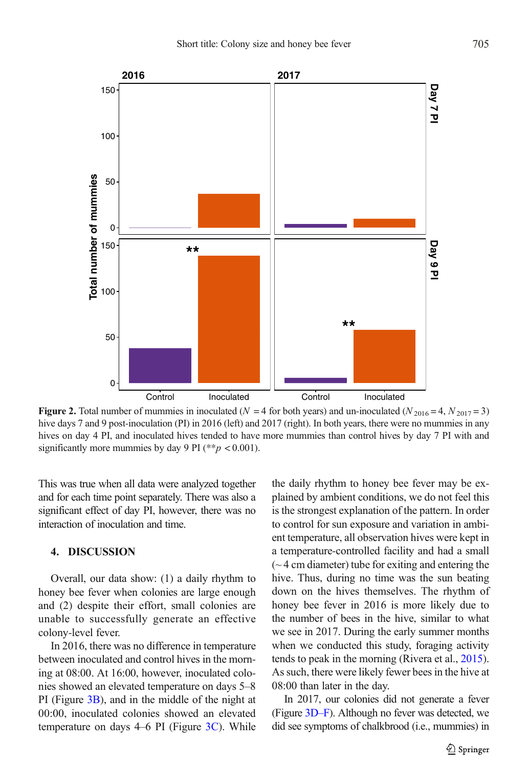Figure 2. Total number of mummies in inoculated ($N = 4$ for both years) and un-inoculated ($N_{2016} = 4$, $N_{2017} = 3$) hive days 7 and 9 post-inoculation (PI) in 2016 (left) and 2017 (right). In both years, there were no mummies in any hives on day 4 PI, and inoculated hives tended to have more mummies than control hives by day 7 PI with and significantly more mummies by day 9 PI (**$p < 0.001$).

This was true when all data were analyzed together and for each time point separately. There was also a significant effect of day PI, however, there was no interaction of inoculation and time.

## 4. DISCUSSION

Overall, our data show: (1) a daily rhythm to honey bee fever when colonies are large enough and (2) despite their effort, small colonies are unable to successfully generate an effective colony-level fever.

In 2016, there was no difference in temperature between inoculated and control hives in the morning at 08:00. At 16:00, however, inoculated colonies showed an elevated temperature on days 5–8 PI (Figure 3B), and in the middle of the night at 00:00, inoculated colonies showed an elevated temperature on days 4–6 PI (Figure 3C). While the daily rhythm to honey bee fever may be explained by ambient conditions, we do not feel this is the strongest explanation of the pattern. In order to control for sun exposure and variation in ambient temperature, all observation hives were kept in a temperature-controlled facility and had a small (~ 4 cm diameter) tube for exiting and entering the hive. Thus, during no time was the sun beating down on the hives themselves. The rhythm of honey bee fever in 2016 is more likely due to the number of bees in the hive, similar to what we see in 2017. During the early summer months when we conducted this study, foraging activity tends to peak in the morning (Rivera et al., 2015). As such, there were likely fewer bees in the hive at 08:00 than later in the day.

In 2017, our colonies did not generate a fever (Figure 3D–F). Although no fever was detected, we did see symptoms of chalkbrood (i.e., mummies) in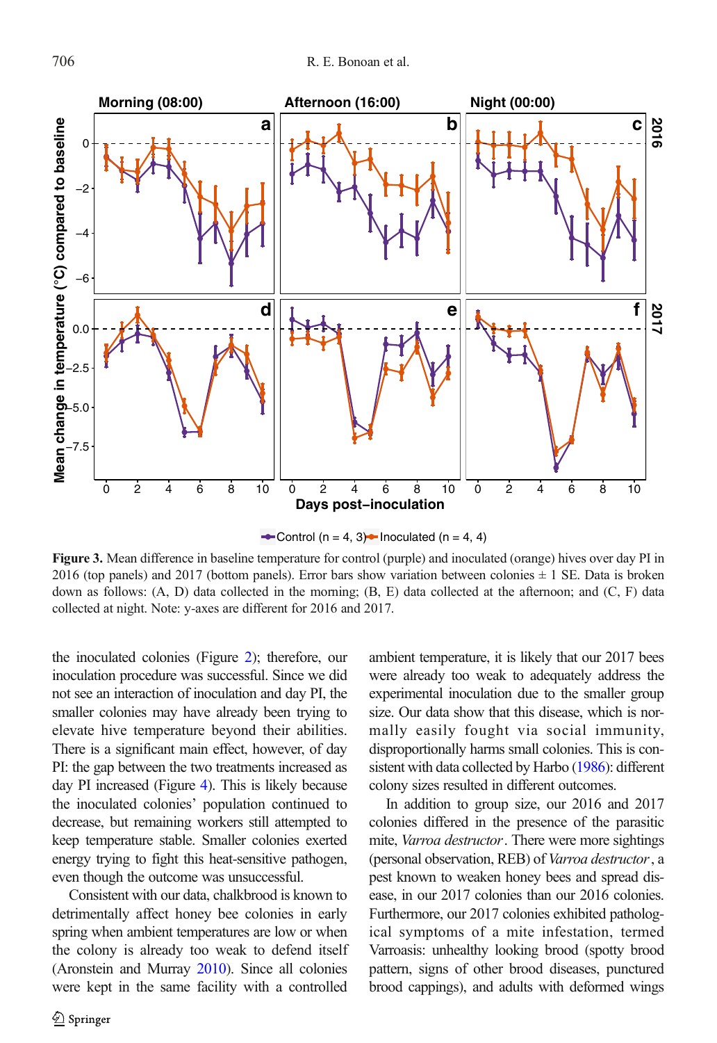**Figure 3.** Mean difference in baseline temperature for control (purple) and inoculated (orange) hives over day PI in 2016 (top panels) and 2017 (bottom panels). Error bars show variation between colonies ± 1 SE. Data is broken down as follows: (A, D) data collected in the morning; (B, E) data collected at the afternoon; and (C, F) data collected at night. Note: y-axes are different for 2016 and 2017.

the inoculated colonies (Figure 2); therefore, our inoculation procedure was successful. Since we did not see an interaction of inoculation and day PI, the smaller colonies may have already been trying to elevate hive temperature beyond their abilities. There is a significant main effect, however, of day PI: the gap between the two treatments increased as day PI increased (Figure 4). This is likely because the inoculated colonies' population continued to decrease, but remaining workers still attempted to keep temperature stable. Smaller colonies exerted energy trying to fight this heat-sensitive pathogen, even though the outcome was unsuccessful.

Consistent with our data, chalkbrood is known to detrimentally affect honey bee colonies in early spring when ambient temperatures are low or when the colony is already too weak to defend itself (Aronstein and Murray 2010). Since all colonies were kept in the same facility with a controlled ambient temperature, it is likely that our 2017 bees were already too weak to adequately address the experimental inoculation due to the smaller group size. Our data show that this disease, which is normally easily fought via social immunity, disproportionally harms small colonies. This is consistent with data collected by Harbo (1986): different colony sizes resulted in different outcomes.

In addition to group size, our 2016 and 2017 colonies differed in the presence of the parasitic mite, *Varroa destructor*. There were more sightings (personal observation, REB) of *Varroa destructor*, a pest known to weaken honey bees and spread disease, in our 2017 colonies than our 2016 colonies. Furthermore, our 2017 colonies exhibited pathological symptoms of a mite infestation, termed Varroasis: unhealthy looking brood (spotty brood pattern, signs of other brood diseases, punctured brood cappings), and adults with deformed wings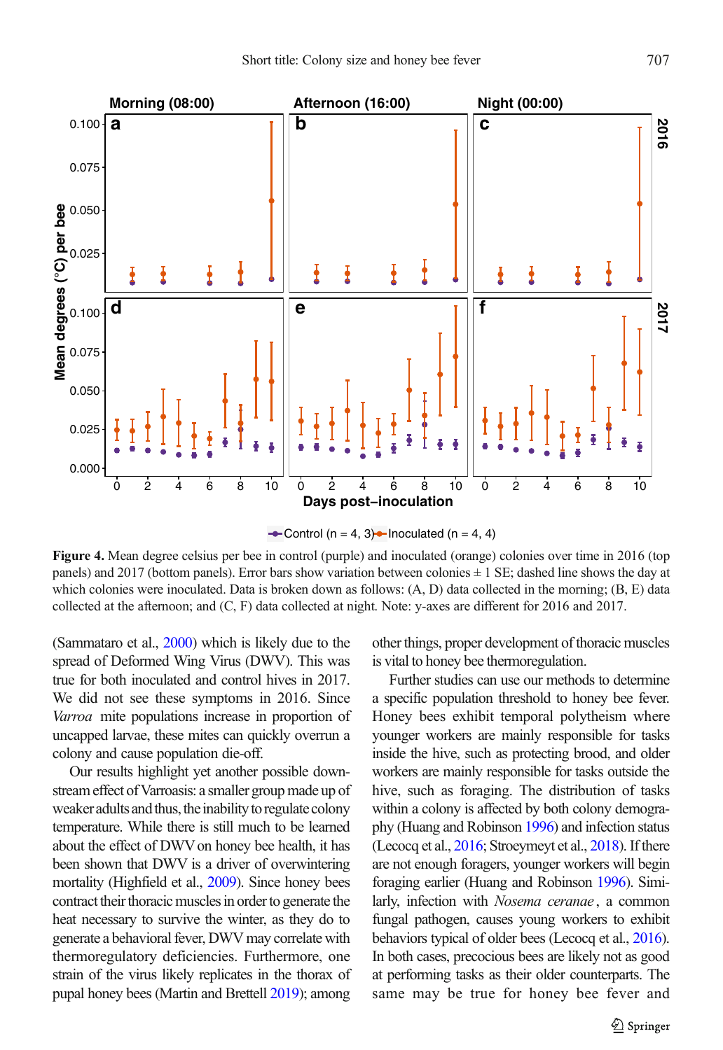**Figure 4.** Mean degree celsius per bee in control (purple) and inoculated (orange) colonies over time in 2016 (top panels) and 2017 (bottom panels). Error bars show variation between colonies ± 1 SE; dashed line shows the day at which colonies were inoculated. Data is broken down as follows: (A, D) data collected in the morning; (B, E) data collected at the afternoon; and (C, F) data collected at night. Note: y-axes are different for 2016 and 2017.

(Sammataro et al., 2000) which is likely due to the spread of Deformed Wing Virus (DWV). This was true for both inoculated and control hives in 2017. We did not see these symptoms in 2016. Since *Varroa* mite populations increase in proportion of uncapped larvae, these mites can quickly overrun a colony and cause population die-off.

Our results highlight yet another possible downstream effect of Varroasis: a smaller group made up of weaker adults and thus, the inability to regulate colony temperature. While there is still much to be learned about the effect of DWV on honey bee health, it has been shown that DWV is a driver of overwintering mortality (Highfield et al., 2009). Since honey bees contract their thoracic muscles in order to generate the heat necessary to survive the winter, as they do to generate a behavioral fever, DWV may correlate with thermoregulatory deficiencies. Furthermore, one strain of the virus likely replicates in the thorax of pupal honey bees (Martin and Brettell 2019); among other things, proper development of thoracic muscles is vital to honey bee thermoregulation.

Further studies can use our methods to determine a specific population threshold to honey bee fever. Honey bees exhibit temporal polytheism where younger workers are mainly responsible for tasks inside the hive, such as protecting brood, and older workers are mainly responsible for tasks outside the hive, such as foraging. The distribution of tasks within a colony is affected by both colony demography (Huang and Robinson 1996) and infection status (Lecocq et al., 2016; Stroeymeyt et al., 2018). If there are not enough foragers, younger workers will begin foraging earlier (Huang and Robinson 1996). Similarly, infection with *Nosema ceranae*, a common fungal pathogen, causes young workers to exhibit behaviors typical of older bees (Lecocq et al., 2016). In both cases, precocious bees are likely not as good at performing tasks as their older counterparts. The same may be true for honey bee fever and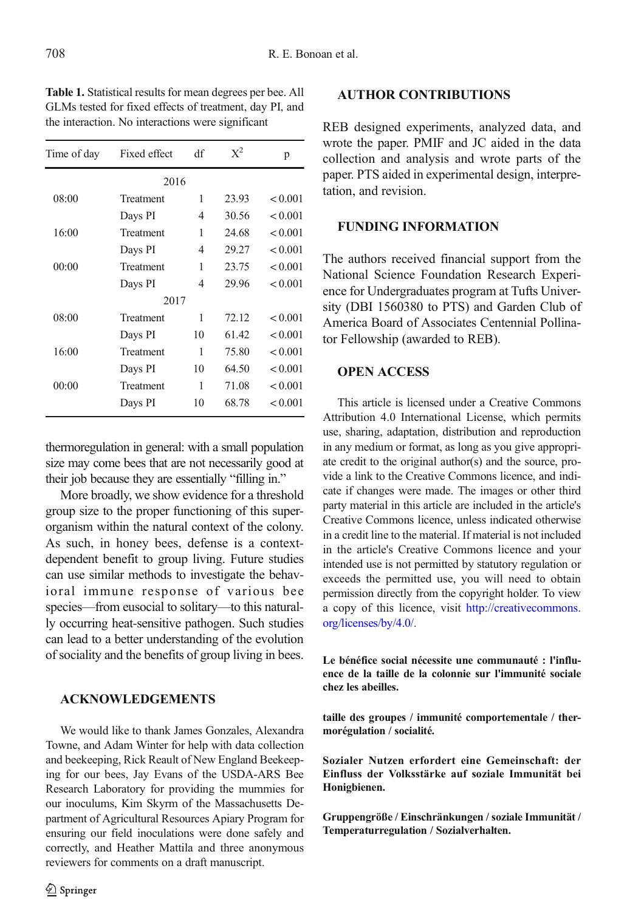**Table 1.** Statistical results for mean degrees per bee. All GLMs tested for fixed effects of treatment, day PI, and the interaction. No interactions were significant

| Time of day | Fixed effect | df | $X^2$ | p |
|---|---|---|---|---|
| | 2016 | | | |
| 08:00 | Treatment | 1 | 23.93 | < 0.001 |
| | Days PI | 4 | 30.56 | < 0.001 |
| 16:00 | Treatment | 1 | 24.68 | < 0.001 |
| | Days PI | 4 | 29.27 | < 0.001 |
| 00:00 | Treatment | 1 | 23.75 | < 0.001 |
| | Days PI | 4 | 29.96 | < 0.001 |
| | 2017 | | | |
| 08:00 | Treatment | 1 | 72.12 | < 0.001 |
| | Days PI | 10 | 61.42 | < 0.001 |
| 16:00 | Treatment | 1 | 75.80 | < 0.001 |
| | Days PI | 10 | 64.50 | < 0.001 |
| 00:00 | Treatment | 1 | 71.08 | < 0.001 |
| | Days PI | 10 | 68.78 | < 0.001 |

thermoregulation in general: with a small population size may come bees that are not necessarily good at their job because they are essentially "filling in."

More broadly, we show evidence for a threshold group size to the proper functioning of this superorganism within the natural context of the colony. As such, in honey bees, defense is a context-dependent benefit to group living. Future studies can use similar methods to investigate the behavioral immune response of various bee species—from eusocial to solitary—to this naturally occurring heat-sensitive pathogen. Such studies can lead to a better understanding of the evolution of sociality and the benefits of group living in bees.

## ACKNOWLEDGEMENTS

We would like to thank James Gonzales, Alexandra Towne, and Adam Winter for help with data collection and beekeeping, Rick Reault of New England Beekeeping for our bees, Jay Evans of the USDA-ARS Bee Research Laboratory for providing the mummies for our inoculums, Kim Skyrm of the Massachusetts Department of Agricultural Resources Apiary Program for ensuring our field inoculations were done safely and correctly, and Heather Mattila and three anonymous reviewers for comments on a draft manuscript.

## AUTHOR CONTRIBUTIONS

REB designed experiments, analyzed data, and wrote the paper. PMIF and JC aided in the data collection and analysis and wrote parts of the paper. PTS aided in experimental design, interpretation, and revision.

## FUNDING INFORMATION

The authors received financial support from the National Science Foundation Research Experience for Undergraduates program at Tufts University (DBI 1560380 to PTS) and Garden Club of America Board of Associates Centennial Pollinator Fellowship (awarded to REB).

## OPEN ACCESS

This article is licensed under a Creative Commons Attribution 4.0 International License, which permits use, sharing, adaptation, distribution and reproduction in any medium or format, as long as you give appropriate credit to the original author(s) and the source, provide a link to the Creative Commons licence, and indicate if changes were made. The images or other third party material in this article are included in the article's Creative Commons licence, unless indicated otherwise in a credit line to the material. If material is not included in the article's Creative Commons licence and your intended use is not permitted by statutory regulation or exceeds the permitted use, you will need to obtain permission directly from the copyright holder. To view a copy of this licence, visit http://creativecommons.org/licenses/by/4.0/.

**Le bénéfice social nécessite une communauté : l'influence de la taille de la colonnie sur l'immunité sociale chez les abeilles.**

**taille des groupes / immunité comportementale / thermorégulation / socialité.**

**Sozialer Nutzen erfordert eine Gemeinschaft: der Einfluss der Volksstärke auf soziale Immunität bei Honigbienen.**

**Gruppengröße / Einschränkungen / soziale Immunität / Temperaturregulation / Sozialverhalten.**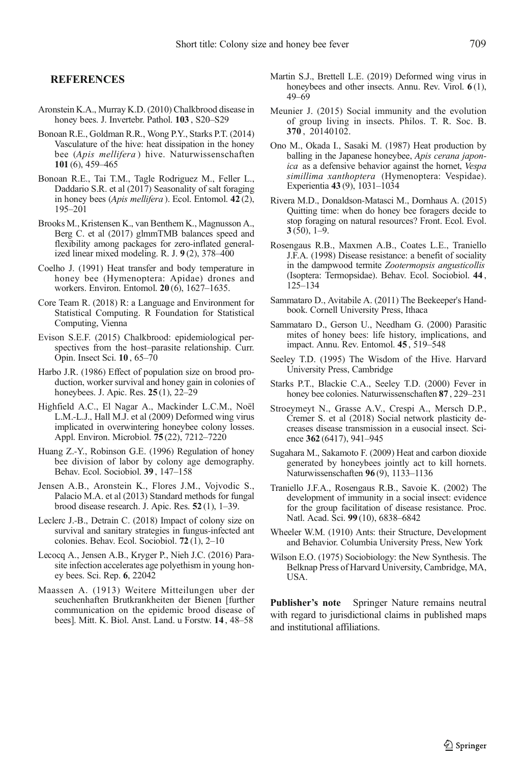## REFERENCES

Aronstein K.A., Murray K.D. (2010) Chalkbrood disease in honey bees. J. Invertebr. Pathol. **103** , S20–S29

Bonoan R.E., Goldman R.R., Wong P.Y., Starks P.T. (2014) Vasculature of the hive: heat dissipation in the honey bee (*Apis mellifera* ) hive. Naturwissenschaften **101** (6), 459–465

Bonoan R.E., Tai T.M., Tagle Rodriguez M., Feller L., Daddario S.R. et al (2017) Seasonality of salt foraging in honey bees (*Apis mellifera* ). Ecol. Entomol. **42** (2), 195–201

Brooks M., Kristensen K., van Benthem K., Magnusson A., Berg C. et al (2017) glmmTMB balances speed and flexibility among packages for zero-inflated generalized linear mixed modeling. R. J. **9** (2), 378–400

Coelho J. (1991) Heat transfer and body temperature in honey bee (Hymenoptera: Apidae) drones and workers. Environ. Entomol. **20** (6), 1627–1635.

Core Team R. (2018) R: a Language and Environment for Statistical Computing. R Foundation for Statistical Computing, Vienna

Evison S.E.F. (2015) Chalkbrood: epidemiological perspectives from the host–parasite relationship. Curr. Opin. Insect Sci. **10** , 65–70

Harbo J.R. (1986) Effect of population size on brood production, worker survival and honey gain in colonies of honeybees. J. Apic. Res. **25** (1), 22–29

Highfield A.C., El Nagar A., Mackinder L.C.M., Noël L.M.-L.J., Hall M.J. et al (2009) Deformed wing virus implicated in overwintering honeybee colony losses. Appl. Environ. Microbiol. **75** (22), 7212–7220

Huang Z.-Y., Robinson G.E. (1996) Regulation of honey bee division of labor by colony age demography. Behav. Ecol. Sociobiol. **39** , 147–158

Jensen A.B., Aronstein K., Flores J.M., Vojvodic S., Palacio M.A. et al (2013) Standard methods for fungal brood disease research. J. Apic. Res. **52** (1), 1–39.

Leclerc J.-B., Detrain C. (2018) Impact of colony size on survival and sanitary strategies in fungus-infected ant colonies. Behav. Ecol. Sociobiol. **72** (1), 2–10

Lecocq A., Jensen A.B., Kryger P., Nieh J.C. (2016) Parasite infection accelerates age polyethism in young honey bees. Sci. Rep. **6**, 22042

Maassen A. (1913) Weitere Mitteilungen uber der seuchenhaften Brutkrankheiten der Bienen [further communication on the epidemic brood disease of bees]. Mitt. K. Biol. Anst. Land. u Forstw. **14** , 48–58

Martin S.J., Brettell L.E. (2019) Deformed wing virus in honeybees and other insects. Annu. Rev. Virol. **6** (1), 49–69

Meunier J. (2015) Social immunity and the evolution of group living in insects. Philos. T. R. Soc. B. **370** , 20140102.

Ono M., Okada I., Sasaki M. (1987) Heat production by balling in the Japanese honeybee, *Apis cerana japonica* as a defensive behavior against the hornet, *Vespa simillima xanthoptera* (Hymenoptera: Vespidae). Experientia **43** (9), 1031–1034

Rivera M.D., Donaldson-Matasci M., Dornhaus A. (2015) Quitting time: when do honey bee foragers decide to stop foraging on natural resources? Front. Ecol. Evol. **3** (50), 1–9.

Rosengaus R.B., Maxmen A.B., Coates L.E., Traniello J.F.A. (1998) Disease resistance: a benefit of sociality in the dampwood termite *Zootermopsis angusticollis* (Isoptera: Termopsidae). Behav. Ecol. Sociobiol. **44** , 125–134

Sammataro D., Avitabile A. (2011) The Beekeeper's Handbook. Cornell University Press, Ithaca

Sammataro D., Gerson U., Needham G. (2000) Parasitic mites of honey bees: life history, implications, and impact. Annu. Rev. Entomol. **45** , 519–548

Seeley T.D. (1995) The Wisdom of the Hive. Harvard University Press, Cambridge

Starks P.T., Blackie C.A., Seeley T.D. (2000) Fever in honey bee colonies. Naturwissenschaften **87** , 229–231

Stroeymeyt N., Grasse A.V., Crespi A., Mersch D.P., Cremer S. et al (2018) Social network plasticity decreases disease transmission in a eusocial insect. Science **362** (6417), 941–945

Sugahara M., Sakamoto F. (2009) Heat and carbon dioxide generated by honeybees jointly act to kill hornets. Naturwissenschaften **96** (9), 1133–1136

Traniello J.F.A., Rosengaus R.B., Savoie K. (2002) The development of immunity in a social insect: evidence for the group facilitation of disease resistance. Proc. Natl. Acad. Sci. **99** (10), 6838–6842

Wheeler W.M. (1910) Ants: their Structure, Development and Behavior. Columbia University Press, New York

Wilson E.O. (1975) Sociobiology: the New Synthesis. The Belknap Press of Harvard University, Cambridge, MA, USA.

**Publisher's note** Springer Nature remains neutral with regard to jurisdictional claims in published maps and institutional affiliations.